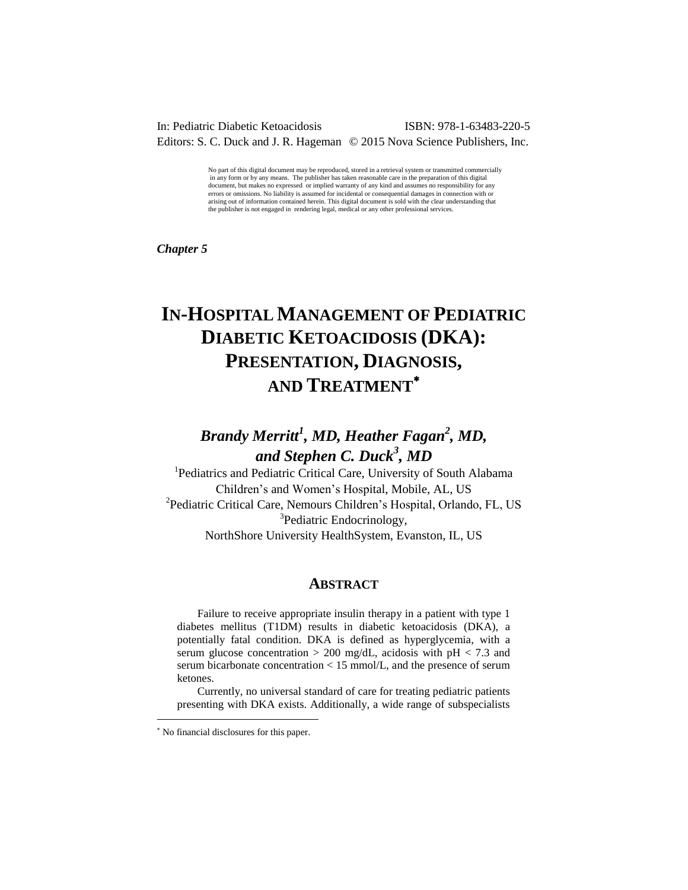In: Pediatric Diabetic Ketoacidosis ISBN: 978-1-63483-220-5
Editors: S. C. Duck and J. R. Hageman © 2015 Nova Science Publishers, Inc.

No part of this digital document may be reproduced, stored in a retrieval system or transmitted commercially in any form or by any means. The publisher has taken reasonable care in the preparation of this digital document, but makes no expressed or implied warranty of any kind and assumes no responsibility for any errors or omissions. No liability is assumed for incidental or consequential damages in connection with or arising out of information contained herein. This digital document is sold with the clear understanding that the publisher is not engaged in rendering legal, medical or any other professional services.

***Chapter 5***

# IN-HOSPITAL MANAGEMENT OF PEDIATRIC DIABETIC KETOACIDOSIS (DKA): PRESENTATION, DIAGNOSIS, AND TREATMENT*

***Brandy Merritt[1], MD, Heather Fagan[2], MD, and Stephen C. Duck[3], MD***

[1]Pediatrics and Pediatric Critical Care, University of South Alabama Children's and Women's Hospital, Mobile, AL, US
[2]Pediatric Critical Care, Nemours Children's Hospital, Orlando, FL, US
[3]Pediatric Endocrinology, NorthShore University HealthSystem, Evanston, IL, US

## ABSTRACT

Failure to receive appropriate insulin therapy in a patient with type 1 diabetes mellitus (T1DM) results in diabetic ketoacidosis (DKA), a potentially fatal condition. DKA is defined as hyperglycemia, with a serum glucose concentration > 200 mg/dL, acidosis with pH < 7.3 and serum bicarbonate concentration < 15 mmol/L, and the presence of serum ketones.

Currently, no universal standard of care for treating pediatric patients presenting with DKA exists. Additionally, a wide range of subspecialists

---

* No financial disclosures for this paper.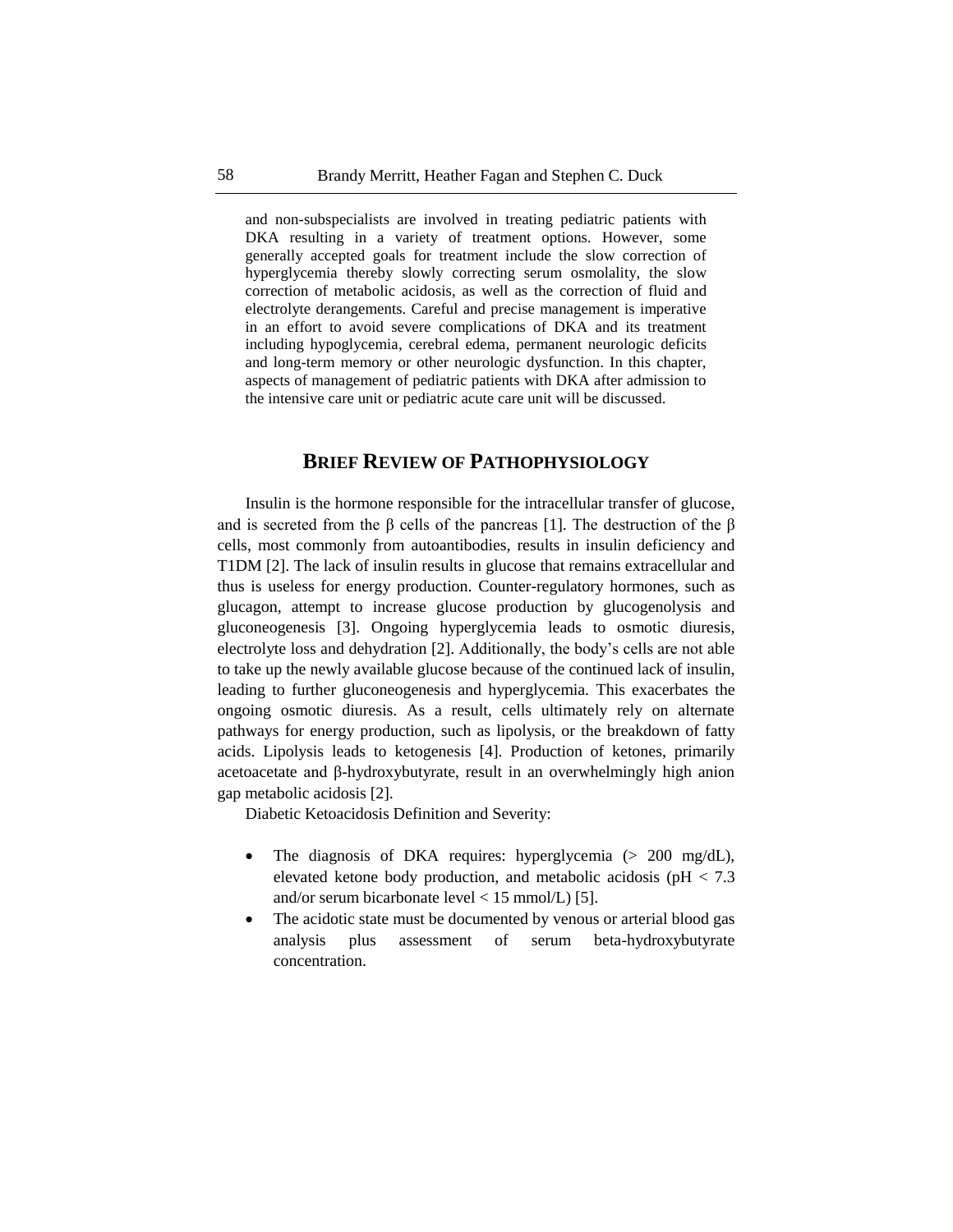and non-subspecialists are involved in treating pediatric patients with DKA resulting in a variety of treatment options. However, some generally accepted goals for treatment include the slow correction of hyperglycemia thereby slowly correcting serum osmolality, the slow correction of metabolic acidosis, as well as the correction of fluid and electrolyte derangements. Careful and precise management is imperative in an effort to avoid severe complications of DKA and its treatment including hypoglycemia, cerebral edema, permanent neurologic deficits and long-term memory or other neurologic dysfunction. In this chapter, aspects of management of pediatric patients with DKA after admission to the intensive care unit or pediatric acute care unit will be discussed.

## Brief Review of Pathophysiology

Insulin is the hormone responsible for the intracellular transfer of glucose, and is secreted from the β cells of the pancreas [1]. The destruction of the β cells, most commonly from autoantibodies, results in insulin deficiency and T1DM [2]. The lack of insulin results in glucose that remains extracellular and thus is useless for energy production. Counter-regulatory hormones, such as glucagon, attempt to increase glucose production by glucogenolysis and gluconeogenesis [3]. Ongoing hyperglycemia leads to osmotic diuresis, electrolyte loss and dehydration [2]. Additionally, the body's cells are not able to take up the newly available glucose because of the continued lack of insulin, leading to further gluconeogenesis and hyperglycemia. This exacerbates the ongoing osmotic diuresis. As a result, cells ultimately rely on alternate pathways for energy production, such as lipolysis, or the breakdown of fatty acids. Lipolysis leads to ketogenesis [4]. Production of ketones, primarily acetoacetate and β-hydroxybutyrate, result in an overwhelmingly high anion gap metabolic acidosis [2].

Diabetic Ketoacidosis Definition and Severity:

- The diagnosis of DKA requires: hyperglycemia (> 200 mg/dL), elevated ketone body production, and metabolic acidosis (pH < 7.3 and/or serum bicarbonate level < 15 mmol/L) [5].
- The acidotic state must be documented by venous or arterial blood gas analysis plus assessment of serum beta-hydroxybutyrate concentration.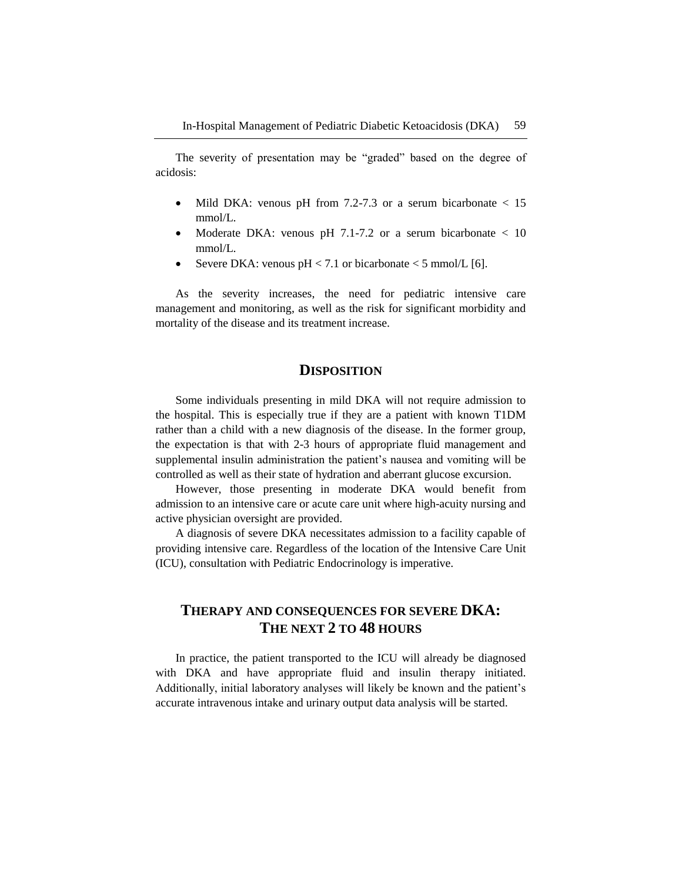The severity of presentation may be "graded" based on the degree of acidosis:

- Mild DKA: venous pH from 7.2-7.3 or a serum bicarbonate < 15 mmol/L.
- Moderate DKA: venous pH 7.1-7.2 or a serum bicarbonate < 10 mmol/L.
- Severe DKA: venous pH < 7.1 or bicarbonate < 5 mmol/L [6].

As the severity increases, the need for pediatric intensive care management and monitoring, as well as the risk for significant morbidity and mortality of the disease and its treatment increase.

## Disposition

Some individuals presenting in mild DKA will not require admission to the hospital. This is especially true if they are a patient with known T1DM rather than a child with a new diagnosis of the disease. In the former group, the expectation is that with 2-3 hours of appropriate fluid management and supplemental insulin administration the patient's nausea and vomiting will be controlled as well as their state of hydration and aberrant glucose excursion.

However, those presenting in moderate DKA would benefit from admission to an intensive care or acute care unit where high-acuity nursing and active physician oversight are provided.

A diagnosis of severe DKA necessitates admission to a facility capable of providing intensive care. Regardless of the location of the Intensive Care Unit (ICU), consultation with Pediatric Endocrinology is imperative.

## Therapy and Consequences for Severe DKA: The Next 2 to 48 Hours

In practice, the patient transported to the ICU will already be diagnosed with DKA and have appropriate fluid and insulin therapy initiated. Additionally, initial laboratory analyses will likely be known and the patient's accurate intravenous intake and urinary output data analysis will be started.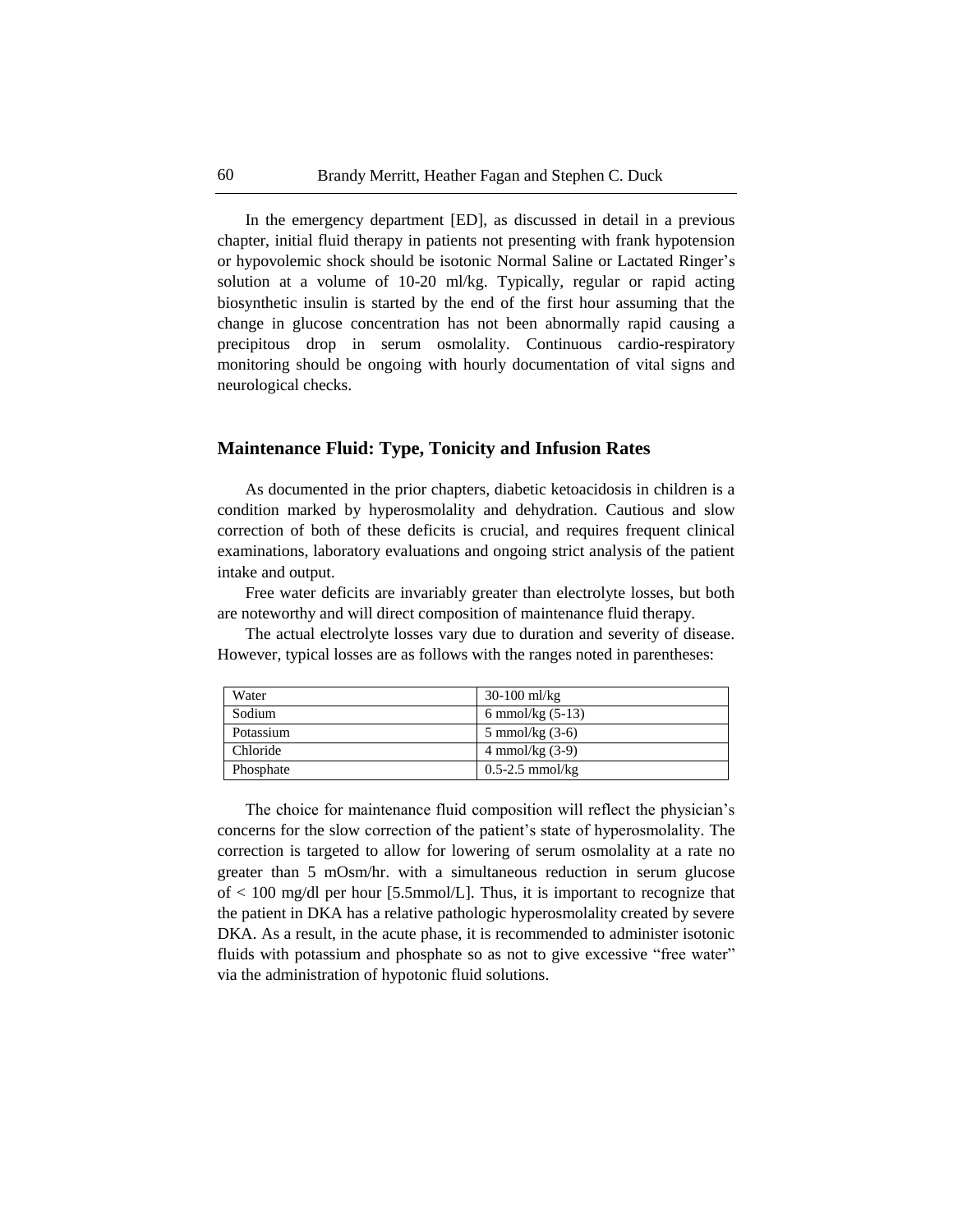In the emergency department [ED], as discussed in detail in a previous chapter, initial fluid therapy in patients not presenting with frank hypotension or hypovolemic shock should be isotonic Normal Saline or Lactated Ringer's solution at a volume of 10-20 ml/kg. Typically, regular or rapid acting biosynthetic insulin is started by the end of the first hour assuming that the change in glucose concentration has not been abnormally rapid causing a precipitous drop in serum osmolality. Continuous cardio-respiratory monitoring should be ongoing with hourly documentation of vital signs and neurological checks.

## Maintenance Fluid: Type, Tonicity and Infusion Rates

As documented in the prior chapters, diabetic ketoacidosis in children is a condition marked by hyperosmolality and dehydration. Cautious and slow correction of both of these deficits is crucial, and requires frequent clinical examinations, laboratory evaluations and ongoing strict analysis of the patient intake and output.

Free water deficits are invariably greater than electrolyte losses, but both are noteworthy and will direct composition of maintenance fluid therapy.

The actual electrolyte losses vary due to duration and severity of disease. However, typical losses are as follows with the ranges noted in parentheses:

| Water | 30-100 ml/kg |
|---|---|
| Sodium | 6 mmol/kg (5-13) |
| Potassium | 5 mmol/kg (3-6) |
| Chloride | 4 mmol/kg (3-9) |
| Phosphate | 0.5-2.5 mmol/kg |

The choice for maintenance fluid composition will reflect the physician's concerns for the slow correction of the patient's state of hyperosmolality. The correction is targeted to allow for lowering of serum osmolality at a rate no greater than 5 mOsm/hr. with a simultaneous reduction in serum glucose of < 100 mg/dl per hour [5.5mmol/L]. Thus, it is important to recognize that the patient in DKA has a relative pathologic hyperosmolality created by severe DKA. As a result, in the acute phase, it is recommended to administer isotonic fluids with potassium and phosphate so as not to give excessive "free water" via the administration of hypotonic fluid solutions.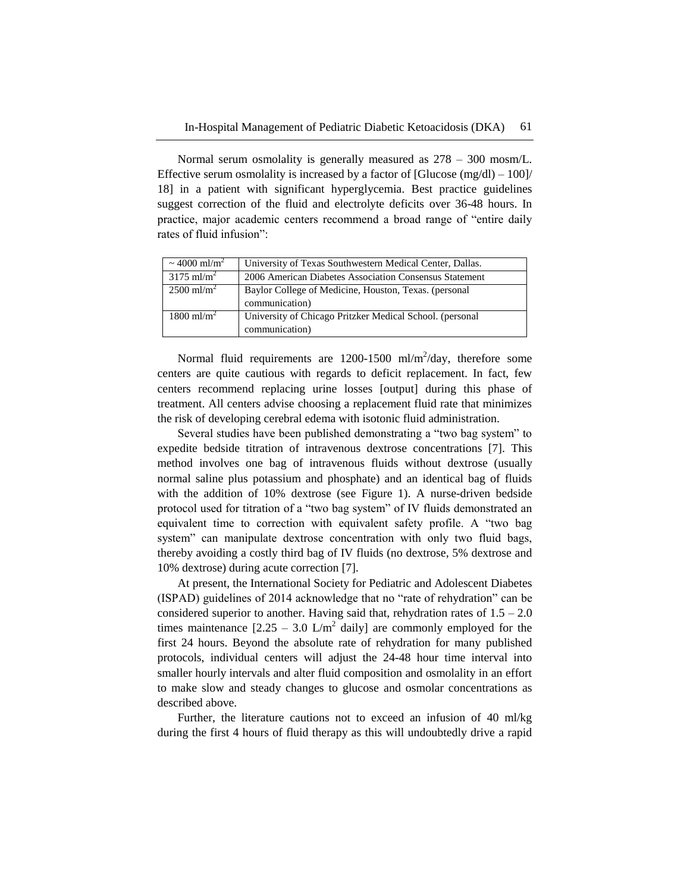Normal serum osmolality is generally measured as 278 – 300 mosm/L. Effective serum osmolality is increased by a factor of [Glucose (mg/dl) – 100]/18] in a patient with significant hyperglycemia. Best practice guidelines suggest correction of the fluid and electrolyte deficits over 36-48 hours. In practice, major academic centers recommend a broad range of "entire daily rates of fluid infusion":

| | |
|---|---|
| ~ 4000 ml/m$^2$ | University of Texas Southwestern Medical Center, Dallas. |
| 3175 ml/m$^2$ | 2006 American Diabetes Association Consensus Statement |
| 2500 ml/m$^2$ | Baylor College of Medicine, Houston, Texas. (personal communication) |
| 1800 ml/m$^2$ | University of Chicago Pritzker Medical School. (personal communication) |

Normal fluid requirements are 1200-1500 ml/m$^2$/day, therefore some centers are quite cautious with regards to deficit replacement. In fact, few centers recommend replacing urine losses [output] during this phase of treatment. All centers advise choosing a replacement fluid rate that minimizes the risk of developing cerebral edema with isotonic fluid administration.

Several studies have been published demonstrating a "two bag system" to expedite bedside titration of intravenous dextrose concentrations [7]. This method involves one bag of intravenous fluids without dextrose (usually normal saline plus potassium and phosphate) and an identical bag of fluids with the addition of 10% dextrose (see Figure 1). A nurse-driven bedside protocol used for titration of a "two bag system" of IV fluids demonstrated an equivalent time to correction with equivalent safety profile. A "two bag system" can manipulate dextrose concentration with only two fluid bags, thereby avoiding a costly third bag of IV fluids (no dextrose, 5% dextrose and 10% dextrose) during acute correction [7].

At present, the International Society for Pediatric and Adolescent Diabetes (ISPAD) guidelines of 2014 acknowledge that no "rate of rehydration" can be considered superior to another. Having said that, rehydration rates of 1.5 – 2.0 times maintenance [2.25 – 3.0 L/m$^2$ daily] are commonly employed for the first 24 hours. Beyond the absolute rate of rehydration for many published protocols, individual centers will adjust the 24-48 hour time interval into smaller hourly intervals and alter fluid composition and osmolality in an effort to make slow and steady changes to glucose and osmolar concentrations as described above.

Further, the literature cautions not to exceed an infusion of 40 ml/kg during the first 4 hours of fluid therapy as this will undoubtedly drive a rapid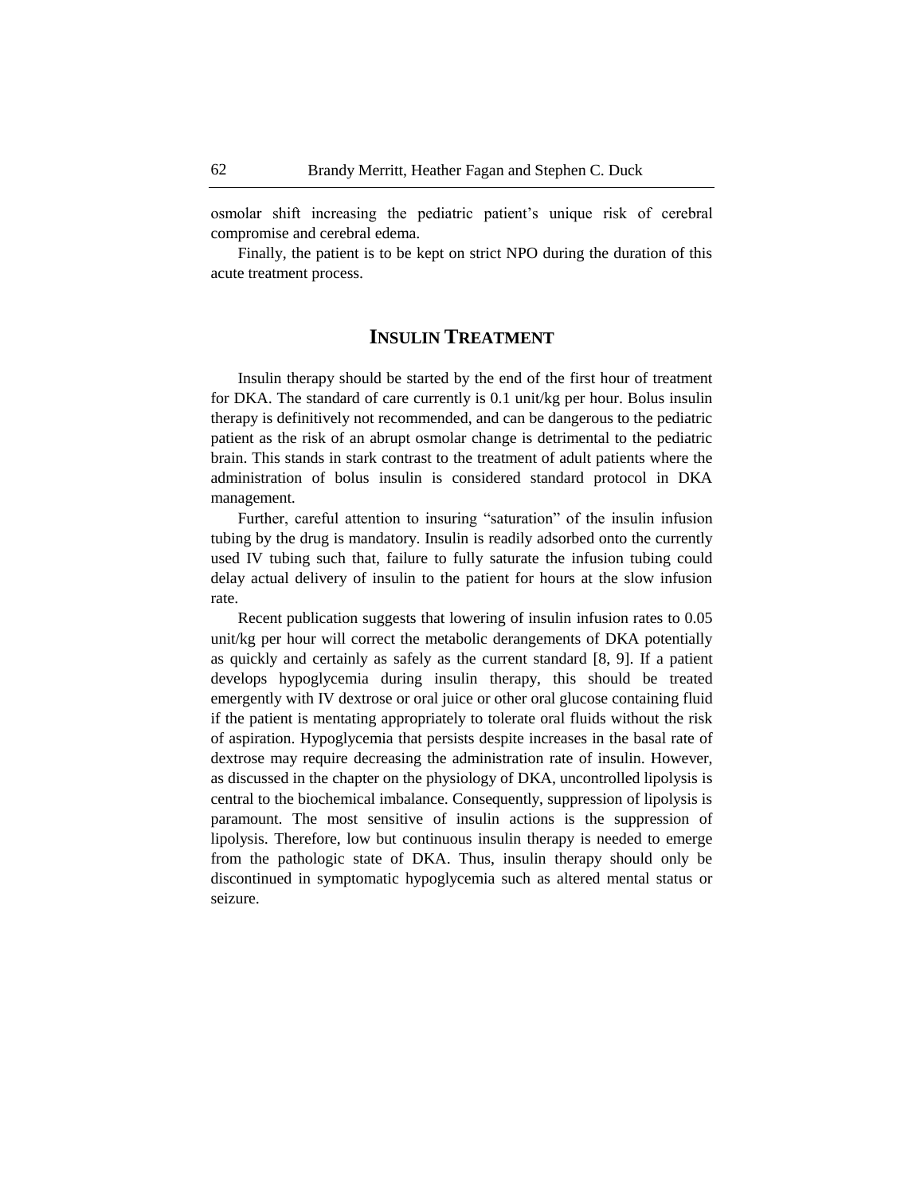osmolar shift increasing the pediatric patient's unique risk of cerebral compromise and cerebral edema.

Finally, the patient is to be kept on strict NPO during the duration of this acute treatment process.

## INSULIN TREATMENT

Insulin therapy should be started by the end of the first hour of treatment for DKA. The standard of care currently is 0.1 unit/kg per hour. Bolus insulin therapy is definitively not recommended, and can be dangerous to the pediatric patient as the risk of an abrupt osmolar change is detrimental to the pediatric brain. This stands in stark contrast to the treatment of adult patients where the administration of bolus insulin is considered standard protocol in DKA management.

Further, careful attention to insuring "saturation" of the insulin infusion tubing by the drug is mandatory. Insulin is readily adsorbed onto the currently used IV tubing such that, failure to fully saturate the infusion tubing could delay actual delivery of insulin to the patient for hours at the slow infusion rate.

Recent publication suggests that lowering of insulin infusion rates to 0.05 unit/kg per hour will correct the metabolic derangements of DKA potentially as quickly and certainly as safely as the current standard [8, 9]. If a patient develops hypoglycemia during insulin therapy, this should be treated emergently with IV dextrose or oral juice or other oral glucose containing fluid if the patient is mentating appropriately to tolerate oral fluids without the risk of aspiration. Hypoglycemia that persists despite increases in the basal rate of dextrose may require decreasing the administration rate of insulin. However, as discussed in the chapter on the physiology of DKA, uncontrolled lipolysis is central to the biochemical imbalance. Consequently, suppression of lipolysis is paramount. The most sensitive of insulin actions is the suppression of lipolysis. Therefore, low but continuous insulin therapy is needed to emerge from the pathologic state of DKA. Thus, insulin therapy should only be discontinued in symptomatic hypoglycemia such as altered mental status or seizure.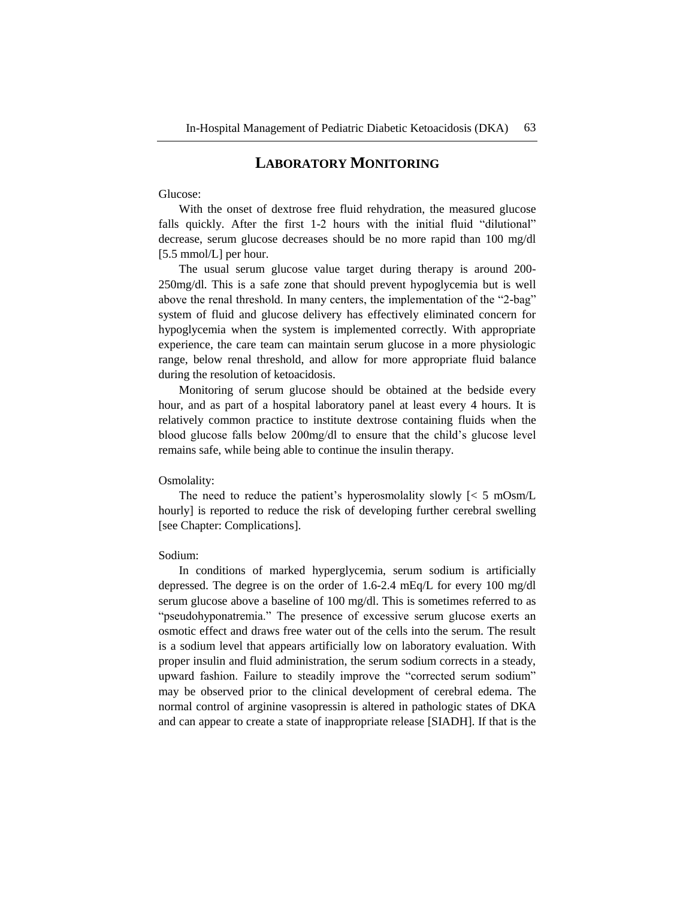## LABORATORY MONITORING

Glucose:

With the onset of dextrose free fluid rehydration, the measured glucose falls quickly. After the first 1-2 hours with the initial fluid "dilutional" decrease, serum glucose decreases should be no more rapid than 100 mg/dl [5.5 mmol/L] per hour.

The usual serum glucose value target during therapy is around 200-250mg/dl. This is a safe zone that should prevent hypoglycemia but is well above the renal threshold. In many centers, the implementation of the "2-bag" system of fluid and glucose delivery has effectively eliminated concern for hypoglycemia when the system is implemented correctly. With appropriate experience, the care team can maintain serum glucose in a more physiologic range, below renal threshold, and allow for more appropriate fluid balance during the resolution of ketoacidosis.

Monitoring of serum glucose should be obtained at the bedside every hour, and as part of a hospital laboratory panel at least every 4 hours. It is relatively common practice to institute dextrose containing fluids when the blood glucose falls below 200mg/dl to ensure that the child's glucose level remains safe, while being able to continue the insulin therapy.

Osmolality:

The need to reduce the patient's hyperosmolality slowly [< 5 mOsm/L hourly] is reported to reduce the risk of developing further cerebral swelling [see Chapter: Complications].

Sodium:

In conditions of marked hyperglycemia, serum sodium is artificially depressed. The degree is on the order of 1.6-2.4 mEq/L for every 100 mg/dl serum glucose above a baseline of 100 mg/dl. This is sometimes referred to as "pseudohyponatremia." The presence of excessive serum glucose exerts an osmotic effect and draws free water out of the cells into the serum. The result is a sodium level that appears artificially low on laboratory evaluation. With proper insulin and fluid administration, the serum sodium corrects in a steady, upward fashion. Failure to steadily improve the "corrected serum sodium" may be observed prior to the clinical development of cerebral edema. The normal control of arginine vasopressin is altered in pathologic states of DKA and can appear to create a state of inappropriate release [SIADH]. If that is the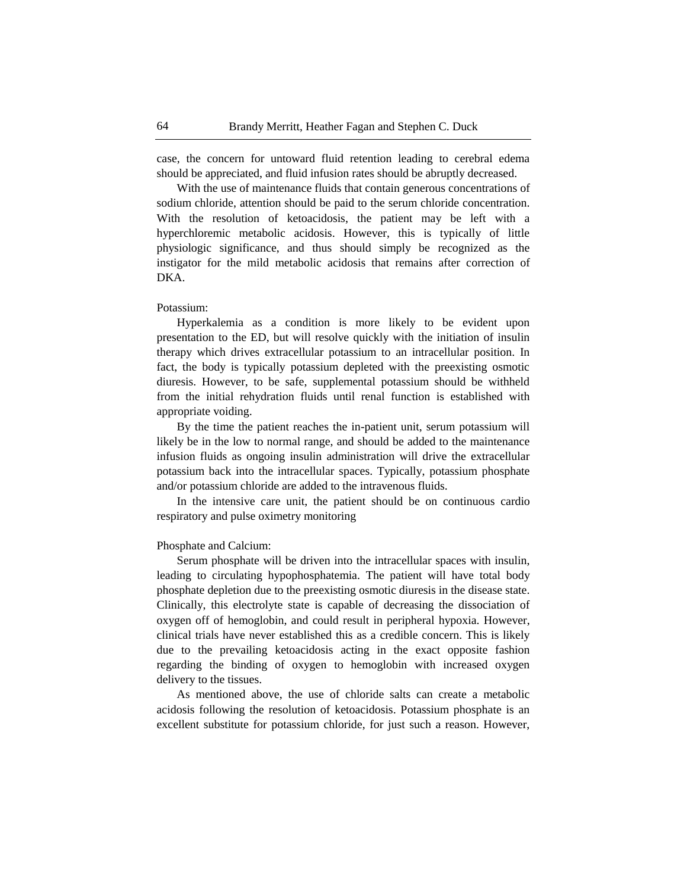case, the concern for untoward fluid retention leading to cerebral edema should be appreciated, and fluid infusion rates should be abruptly decreased.

With the use of maintenance fluids that contain generous concentrations of sodium chloride, attention should be paid to the serum chloride concentration. With the resolution of ketoacidosis, the patient may be left with a hyperchloremic metabolic acidosis. However, this is typically of little physiologic significance, and thus should simply be recognized as the instigator for the mild metabolic acidosis that remains after correction of DKA.

Potassium:

Hyperkalemia as a condition is more likely to be evident upon presentation to the ED, but will resolve quickly with the initiation of insulin therapy which drives extracellular potassium to an intracellular position. In fact, the body is typically potassium depleted with the preexisting osmotic diuresis. However, to be safe, supplemental potassium should be withheld from the initial rehydration fluids until renal function is established with appropriate voiding.

By the time the patient reaches the in-patient unit, serum potassium will likely be in the low to normal range, and should be added to the maintenance infusion fluids as ongoing insulin administration will drive the extracellular potassium back into the intracellular spaces. Typically, potassium phosphate and/or potassium chloride are added to the intravenous fluids.

In the intensive care unit, the patient should be on continuous cardio respiratory and pulse oximetry monitoring

Phosphate and Calcium:

Serum phosphate will be driven into the intracellular spaces with insulin, leading to circulating hypophosphatemia. The patient will have total body phosphate depletion due to the preexisting osmotic diuresis in the disease state. Clinically, this electrolyte state is capable of decreasing the dissociation of oxygen off of hemoglobin, and could result in peripheral hypoxia. However, clinical trials have never established this as a credible concern. This is likely due to the prevailing ketoacidosis acting in the exact opposite fashion regarding the binding of oxygen to hemoglobin with increased oxygen delivery to the tissues.

As mentioned above, the use of chloride salts can create a metabolic acidosis following the resolution of ketoacidosis. Potassium phosphate is an excellent substitute for potassium chloride, for just such a reason. However,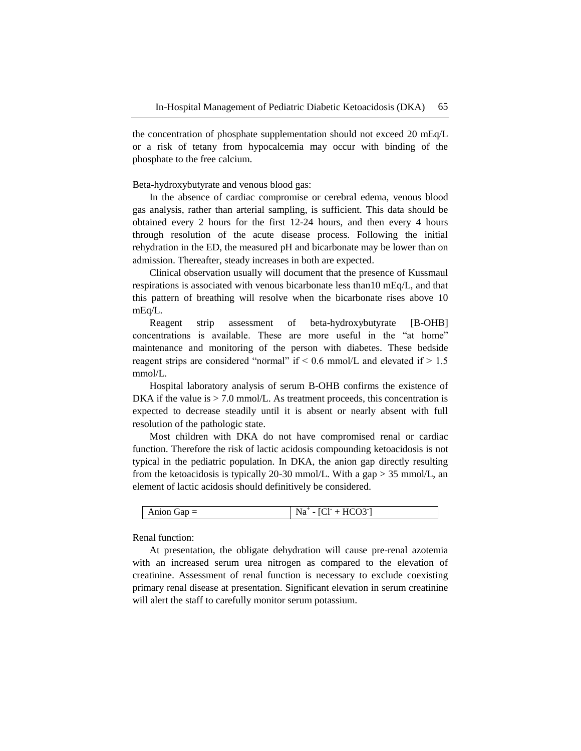the concentration of phosphate supplementation should not exceed 20 mEq/L or a risk of tetany from hypocalcemia may occur with binding of the phosphate to the free calcium.

Beta-hydroxybutyrate and venous blood gas:

In the absence of cardiac compromise or cerebral edema, venous blood gas analysis, rather than arterial sampling, is sufficient. This data should be obtained every 2 hours for the first 12-24 hours, and then every 4 hours through resolution of the acute disease process. Following the initial rehydration in the ED, the measured pH and bicarbonate may be lower than on admission. Thereafter, steady increases in both are expected.

Clinical observation usually will document that the presence of Kussmaul respirations is associated with venous bicarbonate less than10 mEq/L, and that this pattern of breathing will resolve when the bicarbonate rises above 10 mEq/L.

Reagent strip assessment of beta-hydroxybutyrate [B-OHB] concentrations is available. These are more useful in the "at home" maintenance and monitoring of the person with diabetes. These bedside reagent strips are considered "normal" if < 0.6 mmol/L and elevated if > 1.5 mmol/L.

Hospital laboratory analysis of serum B-OHB confirms the existence of DKA if the value is > 7.0 mmol/L. As treatment proceeds, this concentration is expected to decrease steadily until it is absent or nearly absent with full resolution of the pathologic state.

Most children with DKA do not have compromised renal or cardiac function. Therefore the risk of lactic acidosis compounding ketoacidosis is not typical in the pediatric population. In DKA, the anion gap directly resulting from the ketoacidosis is typically 20-30 mmol/L. With a gap > 35 mmol/L, an element of lactic acidosis should definitively be considered.

| Anion Gap = | $Na^+ - [Cl^- + HCO3^-]$ |
|---|---|

Renal function:

At presentation, the obligate dehydration will cause pre-renal azotemia with an increased serum urea nitrogen as compared to the elevation of creatinine. Assessment of renal function is necessary to exclude coexisting primary renal disease at presentation. Significant elevation in serum creatinine will alert the staff to carefully monitor serum potassium.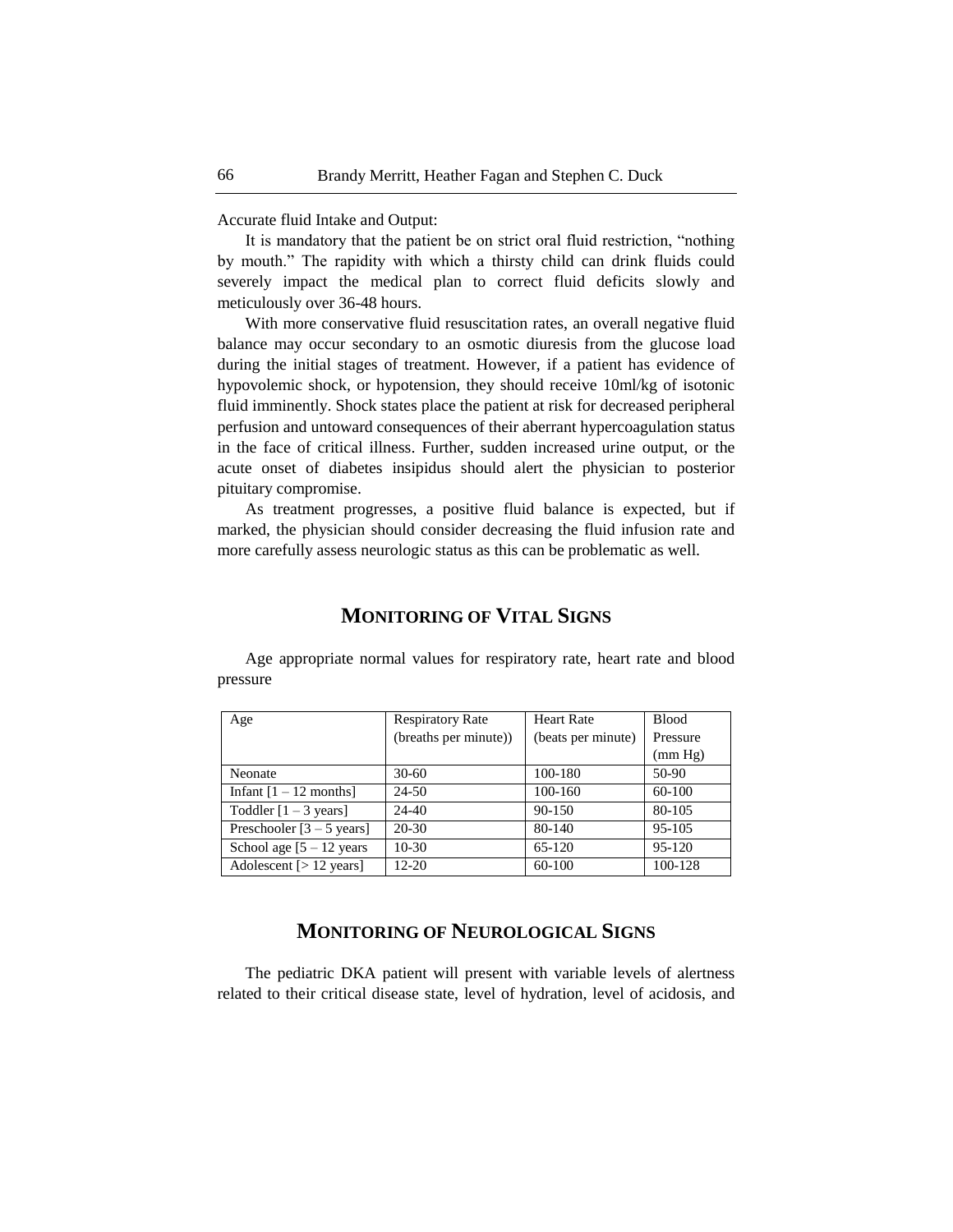Accurate fluid Intake and Output:

It is mandatory that the patient be on strict oral fluid restriction, "nothing by mouth." The rapidity with which a thirsty child can drink fluids could severely impact the medical plan to correct fluid deficits slowly and meticulously over 36-48 hours.

With more conservative fluid resuscitation rates, an overall negative fluid balance may occur secondary to an osmotic diuresis from the glucose load during the initial stages of treatment. However, if a patient has evidence of hypovolemic shock, or hypotension, they should receive 10ml/kg of isotonic fluid imminently. Shock states place the patient at risk for decreased peripheral perfusion and untoward consequences of their aberrant hypercoagulation status in the face of critical illness. Further, sudden increased urine output, or the acute onset of diabetes insipidus should alert the physician to posterior pituitary compromise.

As treatment progresses, a positive fluid balance is expected, but if marked, the physician should consider decreasing the fluid infusion rate and more carefully assess neurologic status as this can be problematic as well.

## MONITORING OF VITAL SIGNS

Age appropriate normal values for respiratory rate, heart rate and blood pressure

| Age | Respiratory Rate (breaths per minute)) | Heart Rate (beats per minute) | Blood Pressure (mm Hg) |
|---|---|---|---|
| Neonate | 30-60 | 100-180 | 50-90 |
| Infant [1 – 12 months] | 24-50 | 100-160 | 60-100 |
| Toddler [1 – 3 years] | 24-40 | 90-150 | 80-105 |
| Preschooler [3 – 5 years] | 20-30 | 80-140 | 95-105 |
| School age [5 – 12 years | 10-30 | 65-120 | 95-120 |
| Adolescent [> 12 years] | 12-20 | 60-100 | 100-128 |

## MONITORING OF NEUROLOGICAL SIGNS

The pediatric DKA patient will present with variable levels of alertness related to their critical disease state, level of hydration, level of acidosis, and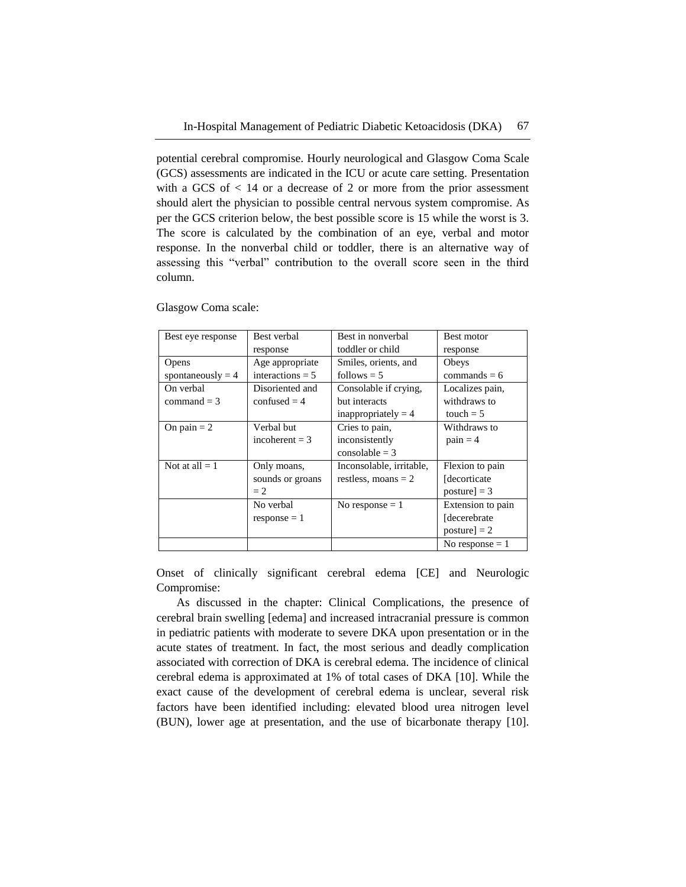potential cerebral compromise. Hourly neurological and Glasgow Coma Scale (GCS) assessments are indicated in the ICU or acute care setting. Presentation with a GCS of < 14 or a decrease of 2 or more from the prior assessment should alert the physician to possible central nervous system compromise. As per the GCS criterion below, the best possible score is 15 while the worst is 3. The score is calculated by the combination of an eye, verbal and motor response. In the nonverbal child or toddler, there is an alternative way of assessing this "verbal" contribution to the overall score seen in the third column.

Glasgow Coma scale:

| Best eye response | Best verbal response | Best in nonverbal toddler or child | Best motor response |
|---|---|---|---|
| Opens spontaneously = 4 | Age appropriate interactions = 5 | Smiles, orients, and follows = 5 | Obeys commands = 6 |
| On verbal command = 3 | Disoriented and confused = 4 | Consolable if crying, but interacts inappropriately = 4 | Localizes pain, withdraws to touch = 5 |
| On pain = 2 | Verbal but incoherent = 3 | Cries to pain, inconsistently consolable = 3 | Withdraws to pain = 4 |
| Not at all = 1 | Only moans, sounds or groans = 2 | Inconsolable, irritable, restless, moans = 2 | Flexion to pain [decorticate posture] = 3 |
| | No verbal response = 1 | No response = 1 | Extension to pain [decerebrate posture] = 2 |
| | | | No response = 1 |

Onset of clinically significant cerebral edema [CE] and Neurologic Compromise:

As discussed in the chapter: Clinical Complications, the presence of cerebral brain swelling [edema] and increased intracranial pressure is common in pediatric patients with moderate to severe DKA upon presentation or in the acute states of treatment. In fact, the most serious and deadly complication associated with correction of DKA is cerebral edema. The incidence of clinical cerebral edema is approximated at 1% of total cases of DKA [10]. While the exact cause of the development of cerebral edema is unclear, several risk factors have been identified including: elevated blood urea nitrogen level (BUN), lower age at presentation, and the use of bicarbonate therapy [10].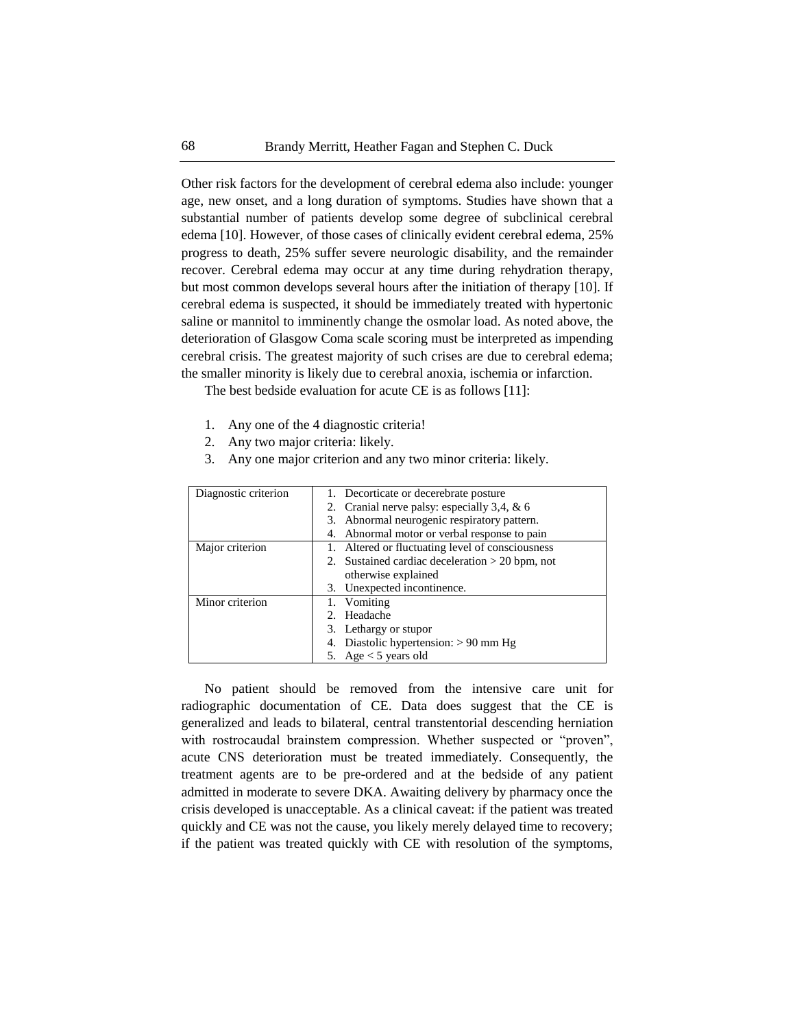Other risk factors for the development of cerebral edema also include: younger age, new onset, and a long duration of symptoms. Studies have shown that a substantial number of patients develop some degree of subclinical cerebral edema [10]. However, of those cases of clinically evident cerebral edema, 25% progress to death, 25% suffer severe neurologic disability, and the remainder recover. Cerebral edema may occur at any time during rehydration therapy, but most common develops several hours after the initiation of therapy [10]. If cerebral edema is suspected, it should be immediately treated with hypertonic saline or mannitol to imminently change the osmolar load. As noted above, the deterioration of Glasgow Coma scale scoring must be interpreted as impending cerebral crisis. The greatest majority of such crises are due to cerebral edema; the smaller minority is likely due to cerebral anoxia, ischemia or infarction.

The best bedside evaluation for acute CE is as follows [11]:

1. Any one of the 4 diagnostic criteria!
2. Any two major criteria: likely.
3. Any one major criterion and any two minor criteria: likely.

| Diagnostic criterion | 1. Decorticate or decerebrate posture<br>2. Cranial nerve palsy: especially 3,4, & 6<br>3. Abnormal neurogenic respiratory pattern.<br>4. Abnormal motor or verbal response to pain |
|---|---|
| Major criterion | 1. Altered or fluctuating level of consciousness<br>2. Sustained cardiac deceleration > 20 bpm, not otherwise explained<br>3. Unexpected incontinence. |
| Minor criterion | 1. Vomiting<br>2. Headache<br>3. Lethargy or stupor<br>4. Diastolic hypertension: > 90 mm Hg<br>5. Age < 5 years old |

No patient should be removed from the intensive care unit for radiographic documentation of CE. Data does suggest that the CE is generalized and leads to bilateral, central transtentorial descending herniation with rostrocaudal brainstem compression. Whether suspected or "proven", acute CNS deterioration must be treated immediately. Consequently, the treatment agents are to be pre-ordered and at the bedside of any patient admitted in moderate to severe DKA. Awaiting delivery by pharmacy once the crisis developed is unacceptable. As a clinical caveat: if the patient was treated quickly and CE was not the cause, you likely merely delayed time to recovery; if the patient was treated quickly with CE with resolution of the symptoms,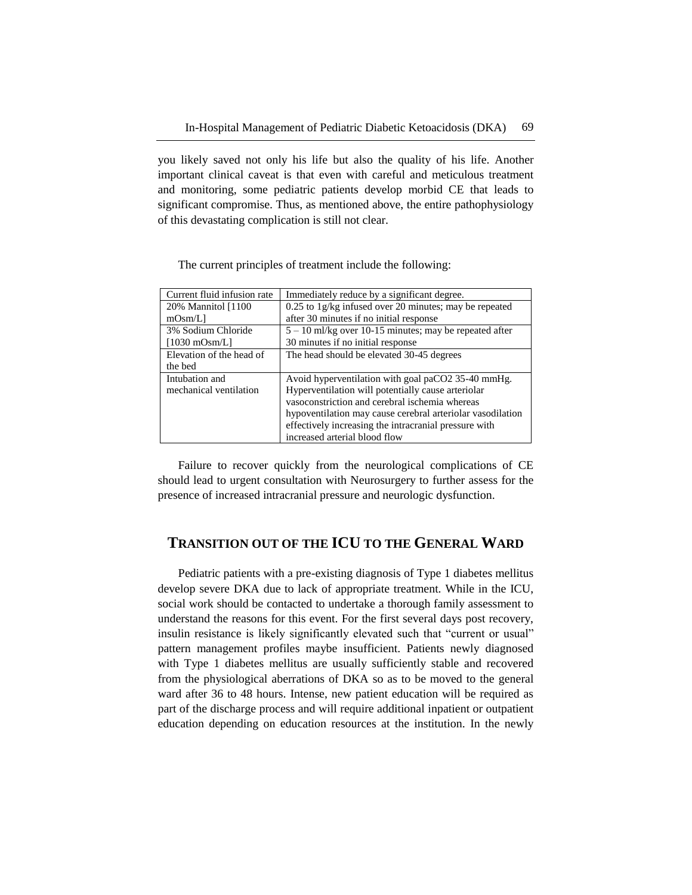you likely saved not only his life but also the quality of his life. Another important clinical caveat is that even with careful and meticulous treatment and monitoring, some pediatric patients develop morbid CE that leads to significant compromise. Thus, as mentioned above, the entire pathophysiology of this devastating complication is still not clear.

The current principles of treatment include the following:

| Current fluid infusion rate | Immediately reduce by a significant degree. |
|---|---|
| 20% Mannitol [1100 mOsm/L] | 0.25 to 1g/kg infused over 20 minutes; may be repeated after 30 minutes if no initial response |
| 3% Sodium Chloride [1030 mOsm/L] | 5 – 10 ml/kg over 10-15 minutes; may be repeated after 30 minutes if no initial response |
| Elevation of the head of the bed | The head should be elevated 30-45 degrees |
| Intubation and mechanical ventilation | Avoid hyperventilation with goal $paCO_2$ 35-40 mmHg. Hyperventilation will potentially cause arteriolar vasoconstriction and cerebral ischemia whereas hypoventilation may cause cerebral arteriolar vasodilation effectively increasing the intracranial pressure with increased arterial blood flow |

Failure to recover quickly from the neurological complications of CE should lead to urgent consultation with Neurosurgery to further assess for the presence of increased intracranial pressure and neurologic dysfunction.

## TRANSITION OUT OF THE ICU TO THE GENERAL WARD

Pediatric patients with a pre-existing diagnosis of Type 1 diabetes mellitus develop severe DKA due to lack of appropriate treatment. While in the ICU, social work should be contacted to undertake a thorough family assessment to understand the reasons for this event. For the first several days post recovery, insulin resistance is likely significantly elevated such that "current or usual" pattern management profiles maybe insufficient. Patients newly diagnosed with Type 1 diabetes mellitus are usually sufficiently stable and recovered from the physiological aberrations of DKA so as to be moved to the general ward after 36 to 48 hours. Intense, new patient education will be required as part of the discharge process and will require additional inpatient or outpatient education depending on education resources at the institution. In the newly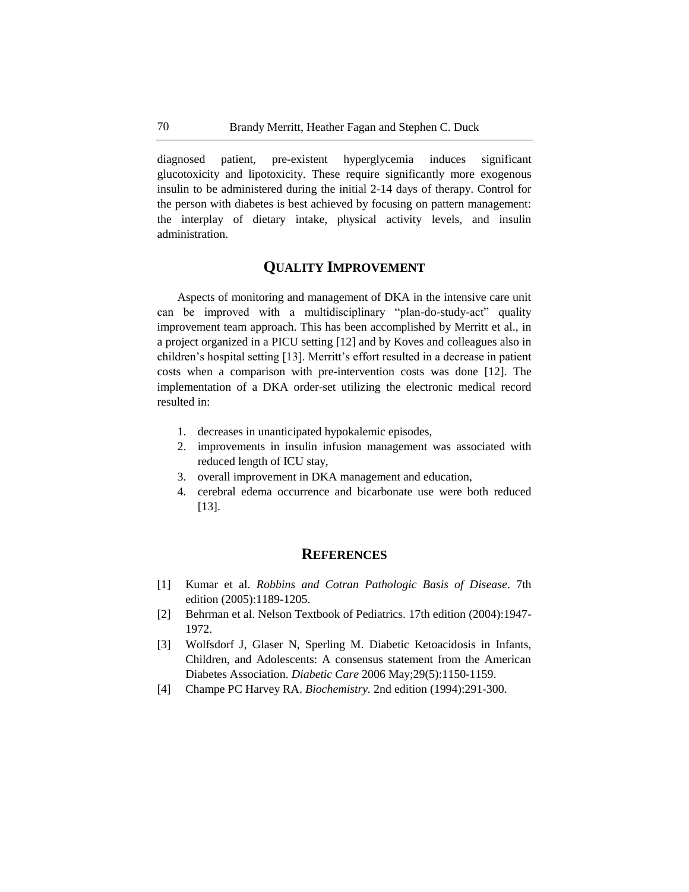diagnosed patient, pre-existent hyperglycemia induces significant glucotoxicity and lipotoxicity. These require significantly more exogenous insulin to be administered during the initial 2-14 days of therapy. Control for the person with diabetes is best achieved by focusing on pattern management: the interplay of dietary intake, physical activity levels, and insulin administration.

## Quality Improvement

Aspects of monitoring and management of DKA in the intensive care unit can be improved with a multidisciplinary "plan-do-study-act" quality improvement team approach. This has been accomplished by Merritt et al., in a project organized in a PICU setting [12] and by Koves and colleagues also in children's hospital setting [13]. Merritt's effort resulted in a decrease in patient costs when a comparison with pre-intervention costs was done [12]. The implementation of a DKA order-set utilizing the electronic medical record resulted in:

1. decreases in unanticipated hypokalemic episodes,
2. improvements in insulin infusion management was associated with reduced length of ICU stay,
3. overall improvement in DKA management and education,
4. cerebral edema occurrence and bicarbonate use were both reduced [13].

## References

[1] Kumar et al. *Robbins and Cotran Pathologic Basis of Disease*. 7th edition (2005):1189-1205.

[2] Behrman et al. Nelson Textbook of Pediatrics. 17th edition (2004):1947-1972.

[3] Wolfsdorf J, Glaser N, Sperling M. Diabetic Ketoacidosis in Infants, Children, and Adolescents: A consensus statement from the American Diabetes Association. *Diabetic Care* 2006 May;29(5):1150-1159.

[4] Champe PC Harvey RA. *Biochemistry.* 2nd edition (1994):291-300.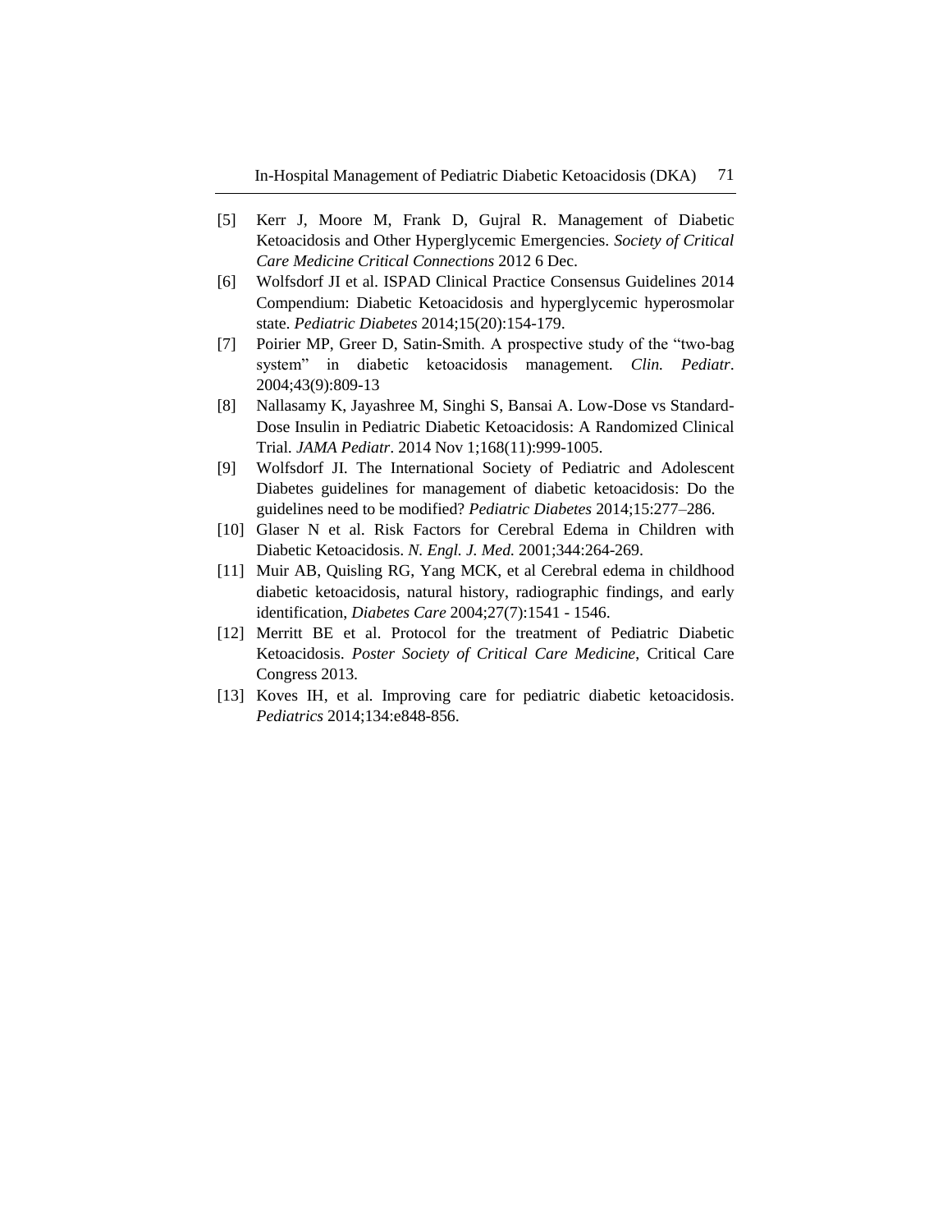[5] Kerr J, Moore M, Frank D, Gujral R. Management of Diabetic Ketoacidosis and Other Hyperglycemic Emergencies. *Society of Critical Care Medicine Critical Connections* 2012 6 Dec.

[6] Wolfsdorf JI et al. ISPAD Clinical Practice Consensus Guidelines 2014 Compendium: Diabetic Ketoacidosis and hyperglycemic hyperosmolar state. *Pediatric Diabetes* 2014;15(20):154-179.

[7] Poirier MP, Greer D, Satin-Smith. A prospective study of the “two-bag system” in diabetic ketoacidosis management. *Clin. Pediatr*. 2004;43(9):809-13

[8] Nallasamy K, Jayashree M, Singhi S, Bansai A. Low-Dose vs Standard-Dose Insulin in Pediatric Diabetic Ketoacidosis: A Randomized Clinical Trial. *JAMA Pediatr*. 2014 Nov 1;168(11):999-1005.

[9] Wolfsdorf JI. The International Society of Pediatric and Adolescent Diabetes guidelines for management of diabetic ketoacidosis: Do the guidelines need to be modified? *Pediatric Diabetes* 2014;15:277–286.

[10] Glaser N et al. Risk Factors for Cerebral Edema in Children with Diabetic Ketoacidosis. *N. Engl. J. Med.* 2001;344:264-269.

[11] Muir AB, Quisling RG, Yang MCK, et al Cerebral edema in childhood diabetic ketoacidosis, natural history, radiographic findings, and early identification, *Diabetes Care* 2004;27(7):1541 - 1546.

[12] Merritt BE et al. Protocol for the treatment of Pediatric Diabetic Ketoacidosis. *Poster Society of Critical Care Medicine*, Critical Care Congress 2013.

[13] Koves IH, et al. Improving care for pediatric diabetic ketoacidosis. *Pediatrics* 2014;134:e848-856.